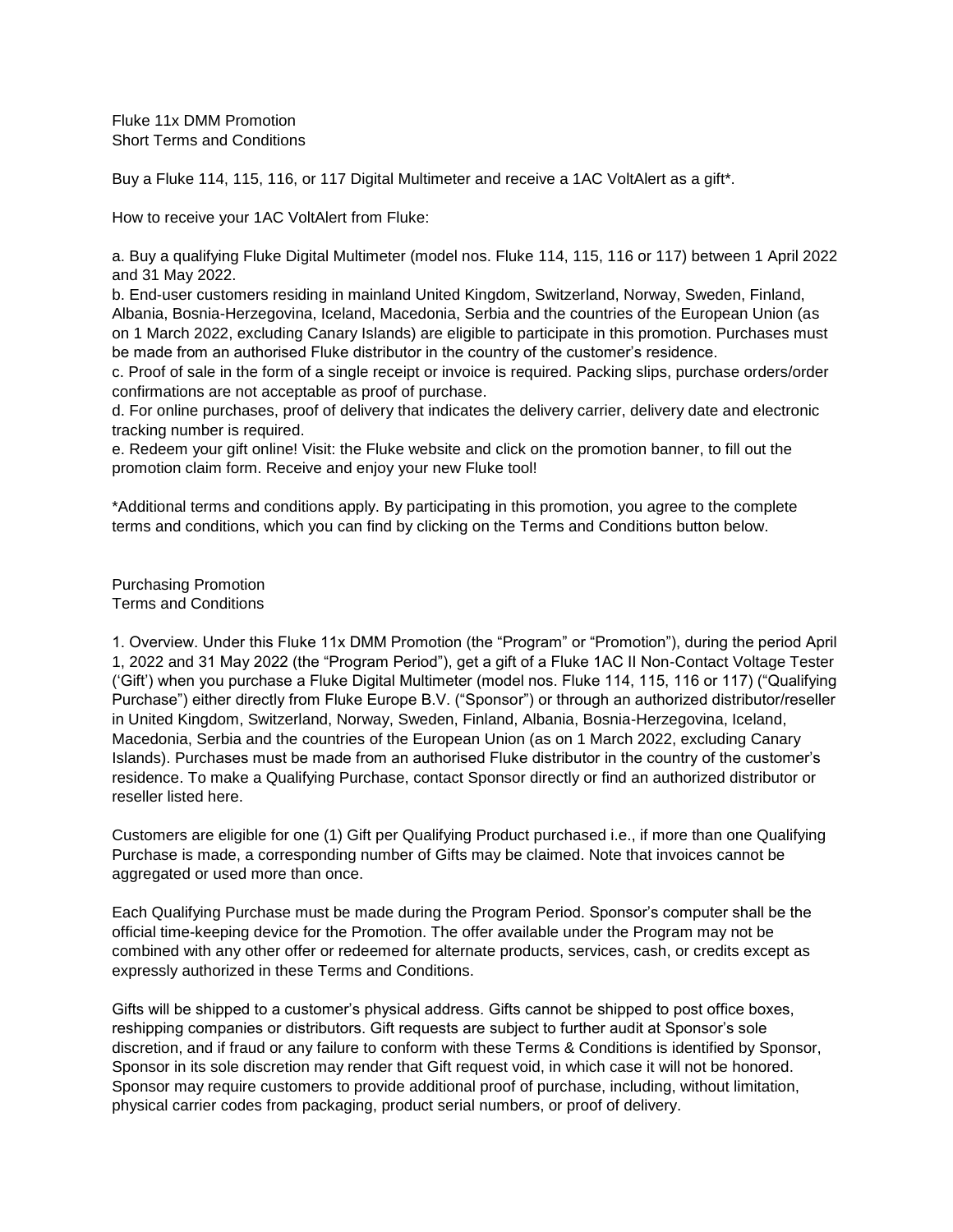# Fluke 11x DMM Promotion
## Short Terms and Conditions

Buy a Fluke 114, 115, 116, or 117 Digital Multimeter and receive a 1AC VoltAlert as a gift*.

How to receive your 1AC VoltAlert from Fluke:

a. Buy a qualifying Fluke Digital Multimeter (model nos. Fluke 114, 115, 116 or 117) between 1 April 2022 and 31 May 2022.
b. End-user customers residing in mainland United Kingdom, Switzerland, Norway, Sweden, Finland, Albania, Bosnia-Herzegovina, Iceland, Macedonia, Serbia and the countries of the European Union (as on 1 March 2022, excluding Canary Islands) are eligible to participate in this promotion. Purchases must be made from an authorised Fluke distributor in the country of the customer's residence.
c. Proof of sale in the form of a single receipt or invoice is required. Packing slips, purchase orders/order confirmations are not acceptable as proof of purchase.
d. For online purchases, proof of delivery that indicates the delivery carrier, delivery date and electronic tracking number is required.
e. Redeem your gift online! Visit: the Fluke website and click on the promotion banner, to fill out the promotion claim form. Receive and enjoy your new Fluke tool!

*Additional terms and conditions apply. By participating in this promotion, you agree to the complete terms and conditions, which you can find by clicking on the Terms and Conditions button below.

# Purchasing Promotion
## Terms and Conditions

1. Overview. Under this Fluke 11x DMM Promotion (the "Program" or "Promotion"), during the period April 1, 2022 and 31 May 2022 (the "Program Period"), get a gift of a Fluke 1AC II Non-Contact Voltage Tester ('Gift') when you purchase a Fluke Digital Multimeter (model nos. Fluke 114, 115, 116 or 117) ("Qualifying Purchase") either directly from Fluke Europe B.V. ("Sponsor") or through an authorized distributor/reseller in United Kingdom, Switzerland, Norway, Sweden, Finland, Albania, Bosnia-Herzegovina, Iceland, Macedonia, Serbia and the countries of the European Union (as on 1 March 2022, excluding Canary Islands). Purchases must be made from an authorised Fluke distributor in the country of the customer's residence. To make a Qualifying Purchase, contact Sponsor directly or find an authorized distributor or reseller listed here.

Customers are eligible for one (1) Gift per Qualifying Product purchased i.e., if more than one Qualifying Purchase is made, a corresponding number of Gifts may be claimed. Note that invoices cannot be aggregated or used more than once.

Each Qualifying Purchase must be made during the Program Period. Sponsor's computer shall be the official time-keeping device for the Promotion. The offer available under the Program may not be combined with any other offer or redeemed for alternate products, services, cash, or credits except as expressly authorized in these Terms and Conditions.

Gifts will be shipped to a customer's physical address. Gifts cannot be shipped to post office boxes, reshipping companies or distributors. Gift requests are subject to further audit at Sponsor's sole discretion, and if fraud or any failure to conform with these Terms & Conditions is identified by Sponsor, Sponsor in its sole discretion may render that Gift request void, in which case it will not be honored. Sponsor may require customers to provide additional proof of purchase, including, without limitation, physical carrier codes from packaging, product serial numbers, or proof of delivery.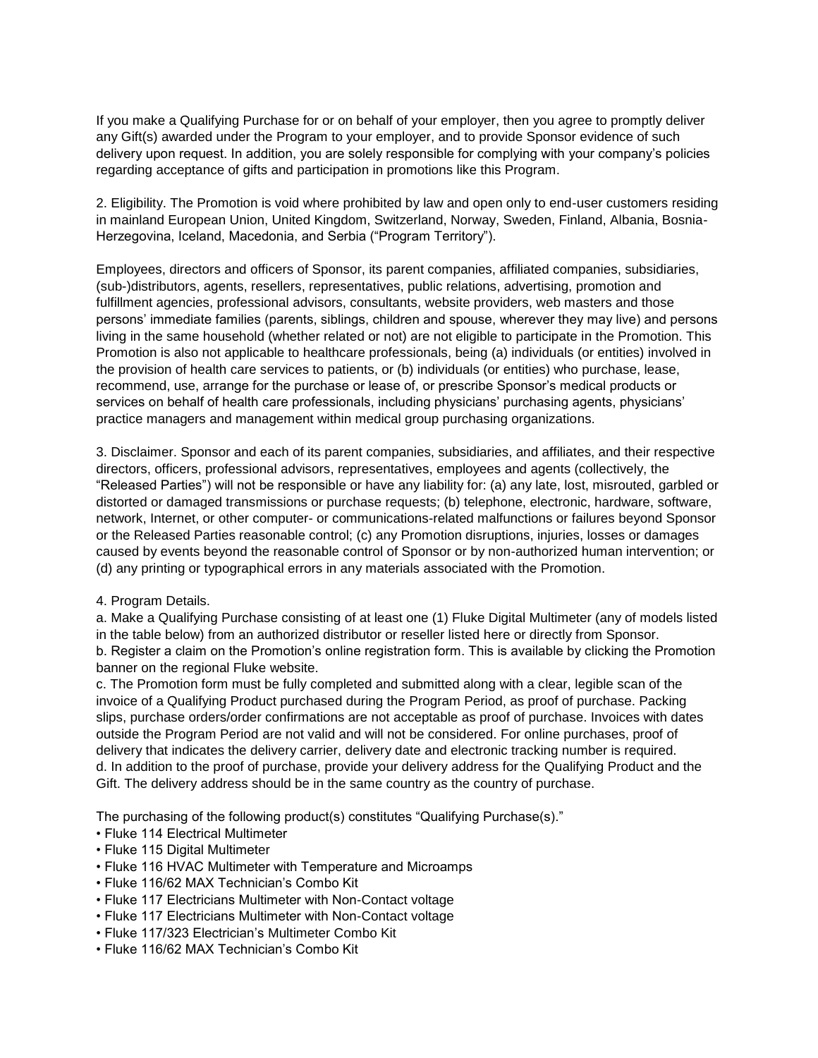If you make a Qualifying Purchase for or on behalf of your employer, then you agree to promptly deliver any Gift(s) awarded under the Program to your employer, and to provide Sponsor evidence of such delivery upon request. In addition, you are solely responsible for complying with your company's policies regarding acceptance of gifts and participation in promotions like this Program.

2. Eligibility. The Promotion is void where prohibited by law and open only to end-user customers residing in mainland European Union, United Kingdom, Switzerland, Norway, Sweden, Finland, Albania, Bosnia-Herzegovina, Iceland, Macedonia, and Serbia ("Program Territory").

Employees, directors and officers of Sponsor, its parent companies, affiliated companies, subsidiaries, (sub-)distributors, agents, resellers, representatives, public relations, advertising, promotion and fulfillment agencies, professional advisors, consultants, website providers, web masters and those persons' immediate families (parents, siblings, children and spouse, wherever they may live) and persons living in the same household (whether related or not) are not eligible to participate in the Promotion. This Promotion is also not applicable to healthcare professionals, being (a) individuals (or entities) involved in the provision of health care services to patients, or (b) individuals (or entities) who purchase, lease, recommend, use, arrange for the purchase or lease of, or prescribe Sponsor's medical products or services on behalf of health care professionals, including physicians' purchasing agents, physicians' practice managers and management within medical group purchasing organizations.

3. Disclaimer. Sponsor and each of its parent companies, subsidiaries, and affiliates, and their respective directors, officers, professional advisors, representatives, employees and agents (collectively, the "Released Parties") will not be responsible or have any liability for: (a) any late, lost, misrouted, garbled or distorted or damaged transmissions or purchase requests; (b) telephone, electronic, hardware, software, network, Internet, or other computer- or communications-related malfunctions or failures beyond Sponsor or the Released Parties reasonable control; (c) any Promotion disruptions, injuries, losses or damages caused by events beyond the reasonable control of Sponsor or by non-authorized human intervention; or (d) any printing or typographical errors in any materials associated with the Promotion.

4. Program Details.
a. Make a Qualifying Purchase consisting of at least one (1) Fluke Digital Multimeter (any of models listed in the table below) from an authorized distributor or reseller listed here or directly from Sponsor.
b. Register a claim on the Promotion's online registration form. This is available by clicking the Promotion banner on the regional Fluke website.
c. The Promotion form must be fully completed and submitted along with a clear, legible scan of the invoice of a Qualifying Product purchased during the Program Period, as proof of purchase. Packing slips, purchase orders/order confirmations are not acceptable as proof of purchase. Invoices with dates outside the Program Period are not valid and will not be considered. For online purchases, proof of delivery that indicates the delivery carrier, delivery date and electronic tracking number is required.
d. In addition to the proof of purchase, provide your delivery address for the Qualifying Product and the Gift. The delivery address should be in the same country as the country of purchase.

The purchasing of the following product(s) constitutes "Qualifying Purchase(s)."

- Fluke 114 Electrical Multimeter
- Fluke 115 Digital Multimeter
- Fluke 116 HVAC Multimeter with Temperature and Microamps
- Fluke 116/62 MAX Technician's Combo Kit
- Fluke 117 Electricians Multimeter with Non-Contact voltage
- Fluke 117 Electricians Multimeter with Non-Contact voltage
- Fluke 117/323 Electrician's Multimeter Combo Kit
- Fluke 116/62 MAX Technician's Combo Kit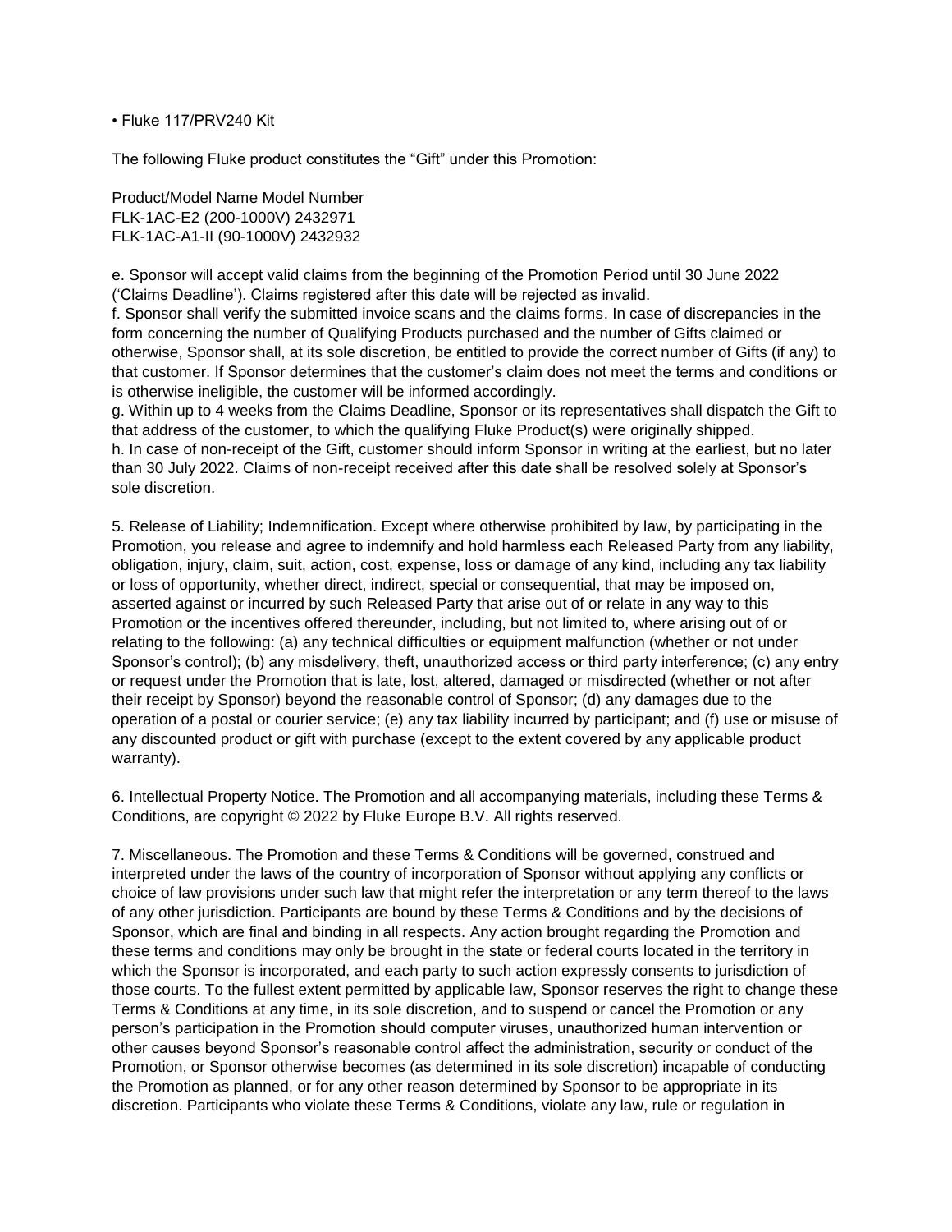• Fluke 117/PRV240 Kit

The following Fluke product constitutes the “Gift” under this Promotion:

| Product/Model Name | Model Number |
| --- | --- |
| FLK-1AC-E2 (200-1000V) | 2432971 |
| FLK-1AC-A1-II (90-1000V) | 2432932 |

e. Sponsor will accept valid claims from the beginning of the Promotion Period until 30 June 2022 (‘Claims Deadline’). Claims registered after this date will be rejected as invalid.

f. Sponsor shall verify the submitted invoice scans and the claims forms. In case of discrepancies in the form concerning the number of Qualifying Products purchased and the number of Gifts claimed or otherwise, Sponsor shall, at its sole discretion, be entitled to provide the correct number of Gifts (if any) to that customer. If Sponsor determines that the customer’s claim does not meet the terms and conditions or is otherwise ineligible, the customer will be informed accordingly.

g. Within up to 4 weeks from the Claims Deadline, Sponsor or its representatives shall dispatch the Gift to that address of the customer, to which the qualifying Fluke Product(s) were originally shipped.

h. In case of non-receipt of the Gift, customer should inform Sponsor in writing at the earliest, but no later than 30 July 2022. Claims of non-receipt received after this date shall be resolved solely at Sponsor’s sole discretion.

5. Release of Liability; Indemnification. Except where otherwise prohibited by law, by participating in the Promotion, you release and agree to indemnify and hold harmless each Released Party from any liability, obligation, injury, claim, suit, action, cost, expense, loss or damage of any kind, including any tax liability or loss of opportunity, whether direct, indirect, special or consequential, that may be imposed on, asserted against or incurred by such Released Party that arise out of or relate in any way to this Promotion or the incentives offered thereunder, including, but not limited to, where arising out of or relating to the following: (a) any technical difficulties or equipment malfunction (whether or not under Sponsor’s control); (b) any misdelivery, theft, unauthorized access or third party interference; (c) any entry or request under the Promotion that is late, lost, altered, damaged or misdirected (whether or not after their receipt by Sponsor) beyond the reasonable control of Sponsor; (d) any damages due to the operation of a postal or courier service; (e) any tax liability incurred by participant; and (f) use or misuse of any discounted product or gift with purchase (except to the extent covered by any applicable product warranty).

6. Intellectual Property Notice. The Promotion and all accompanying materials, including these Terms & Conditions, are copyright © 2022 by Fluke Europe B.V. All rights reserved.

7. Miscellaneous. The Promotion and these Terms & Conditions will be governed, construed and interpreted under the laws of the country of incorporation of Sponsor without applying any conflicts or choice of law provisions under such law that might refer the interpretation or any term thereof to the laws of any other jurisdiction. Participants are bound by these Terms & Conditions and by the decisions of Sponsor, which are final and binding in all respects. Any action brought regarding the Promotion and these terms and conditions may only be brought in the state or federal courts located in the territory in which the Sponsor is incorporated, and each party to such action expressly consents to jurisdiction of those courts. To the fullest extent permitted by applicable law, Sponsor reserves the right to change these Terms & Conditions at any time, in its sole discretion, and to suspend or cancel the Promotion or any person’s participation in the Promotion should computer viruses, unauthorized human intervention or other causes beyond Sponsor’s reasonable control affect the administration, security or conduct of the Promotion, or Sponsor otherwise becomes (as determined in its sole discretion) incapable of conducting the Promotion as planned, or for any other reason determined by Sponsor to be appropriate in its discretion. Participants who violate these Terms & Conditions, violate any law, rule or regulation in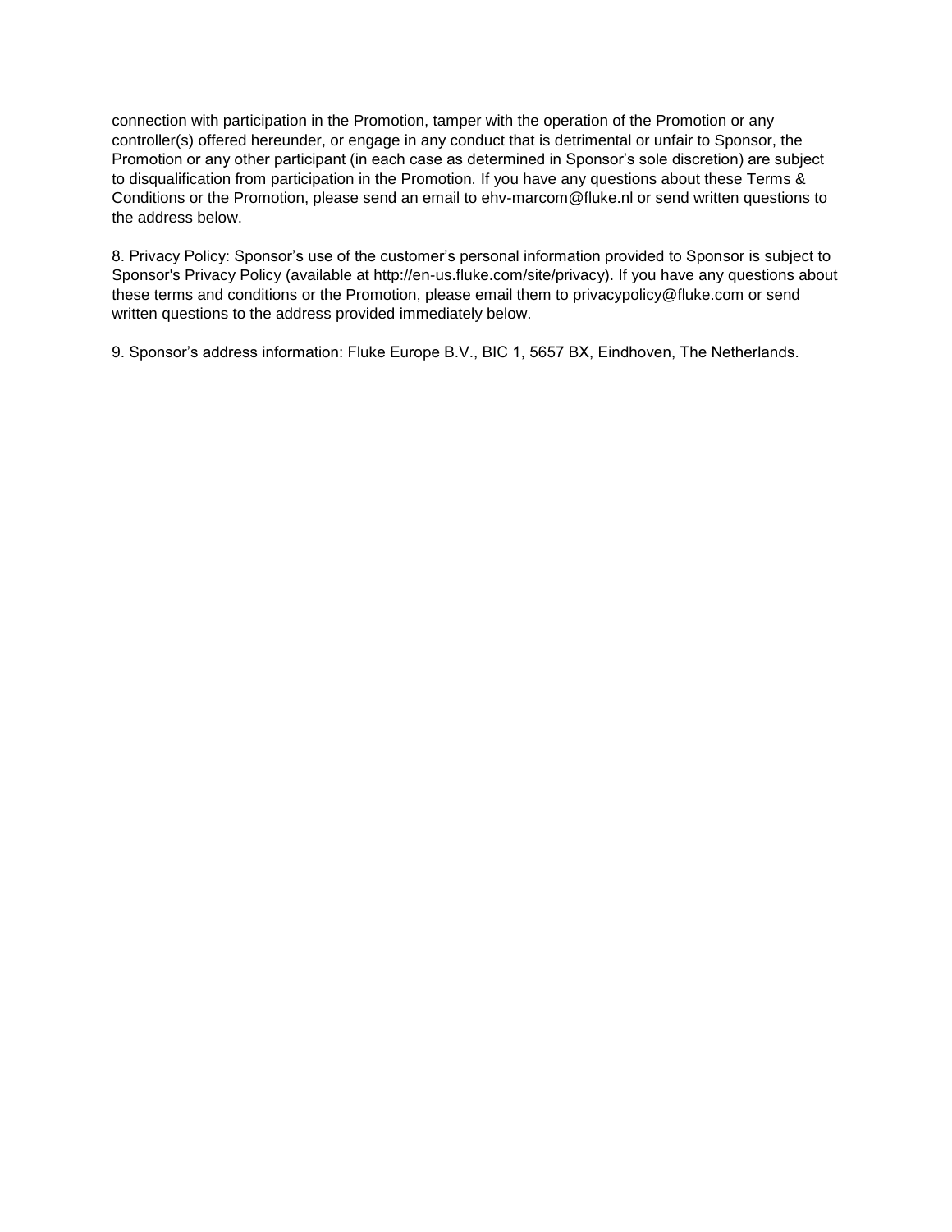connection with participation in the Promotion, tamper with the operation of the Promotion or any controller(s) offered hereunder, or engage in any conduct that is detrimental or unfair to Sponsor, the Promotion or any other participant (in each case as determined in Sponsor's sole discretion) are subject to disqualification from participation in the Promotion. If you have any questions about these Terms & Conditions or the Promotion, please send an email to ehv-marcom@fluke.nl or send written questions to the address below.

8. Privacy Policy: Sponsor's use of the customer's personal information provided to Sponsor is subject to Sponsor's Privacy Policy (available at http://en-us.fluke.com/site/privacy). If you have any questions about these terms and conditions or the Promotion, please email them to privacypolicy@fluke.com or send written questions to the address provided immediately below.

9. Sponsor's address information: Fluke Europe B.V., BIC 1, 5657 BX, Eindhoven, The Netherlands.